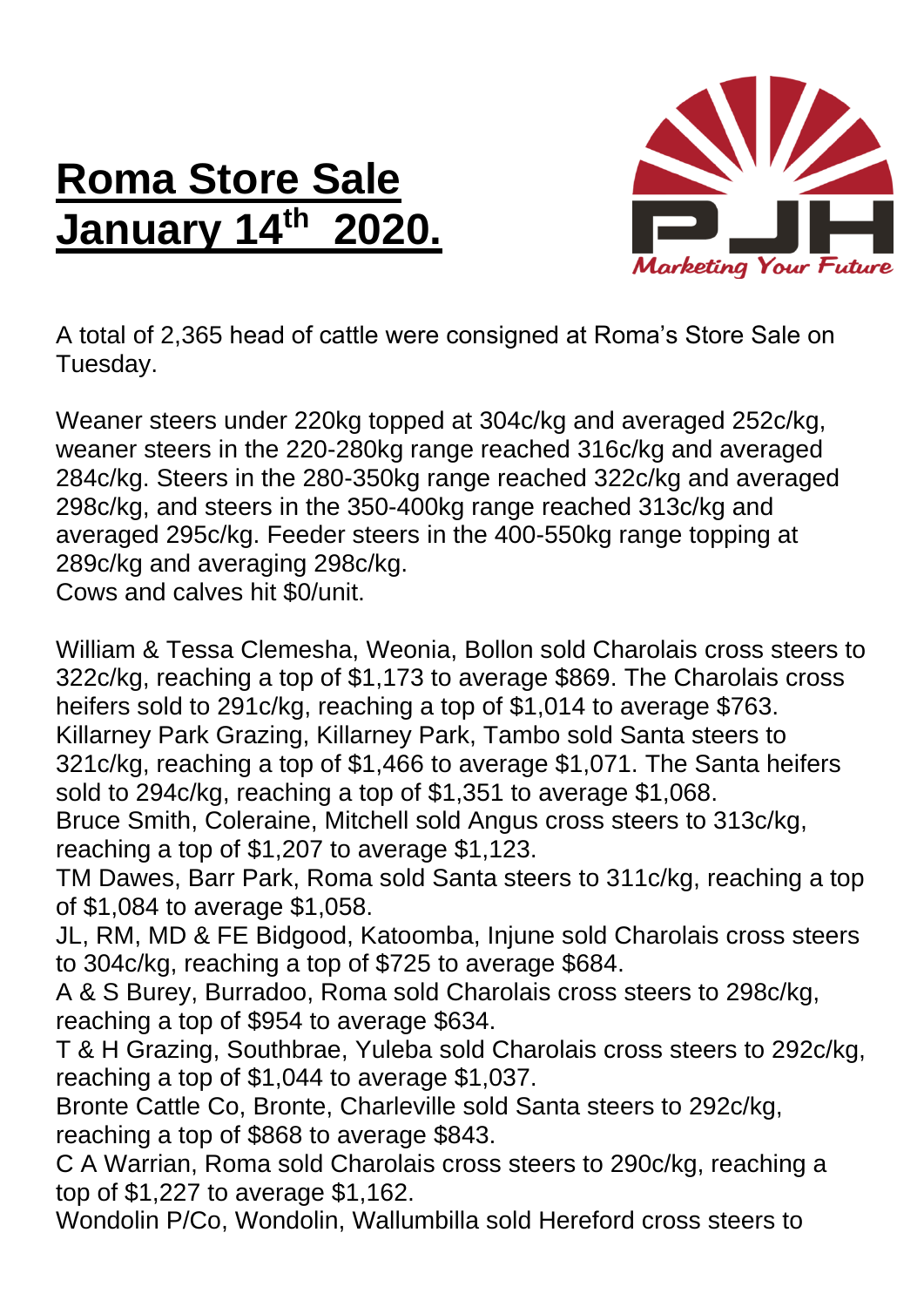# Roma Store Sale January 14th 2020.

PJH Marketing Your Future

A total of 2,365 head of cattle were consigned at Roma's Store Sale on Tuesday.

Weaner steers under 220kg topped at 304c/kg and averaged 252c/kg, weaner steers in the 220-280kg range reached 316c/kg and averaged 284c/kg. Steers in the 280-350kg range reached 322c/kg and averaged 298c/kg, and steers in the 350-400kg range reached 313c/kg and averaged 295c/kg. Feeder steers in the 400-550kg range topping at 289c/kg and averaging 298c/kg.
Cows and calves hit $0/unit.

William & Tessa Clemesha, Weonia, Bollon sold Charolais cross steers to 322c/kg, reaching a top of $1,173 to average $869. The Charolais cross heifers sold to 291c/kg, reaching a top of $1,014 to average $763.
Killarney Park Grazing, Killarney Park, Tambo sold Santa steers to 321c/kg, reaching a top of $1,466 to average $1,071. The Santa heifers sold to 294c/kg, reaching a top of $1,351 to average $1,068.
Bruce Smith, Coleraine, Mitchell sold Angus cross steers to 313c/kg, reaching a top of $1,207 to average $1,123.
TM Dawes, Barr Park, Roma sold Santa steers to 311c/kg, reaching a top of $1,084 to average $1,058.
JL, RM, MD & FE Bidgood, Katoomba, Injune sold Charolais cross steers to 304c/kg, reaching a top of $725 to average $684.
A & S Burey, Burradoo, Roma sold Charolais cross steers to 298c/kg, reaching a top of $954 to average $634.
T & H Grazing, Southbrae, Yuleba sold Charolais cross steers to 292c/kg, reaching a top of $1,044 to average $1,037.
Bronte Cattle Co, Bronte, Charleville sold Santa steers to 292c/kg, reaching a top of $868 to average $843.
C A Warrian, Roma sold Charolais cross steers to 290c/kg, reaching a top of $1,227 to average $1,162.
Wondolin P/Co, Wondolin, Wallumbilla sold Hereford cross steers to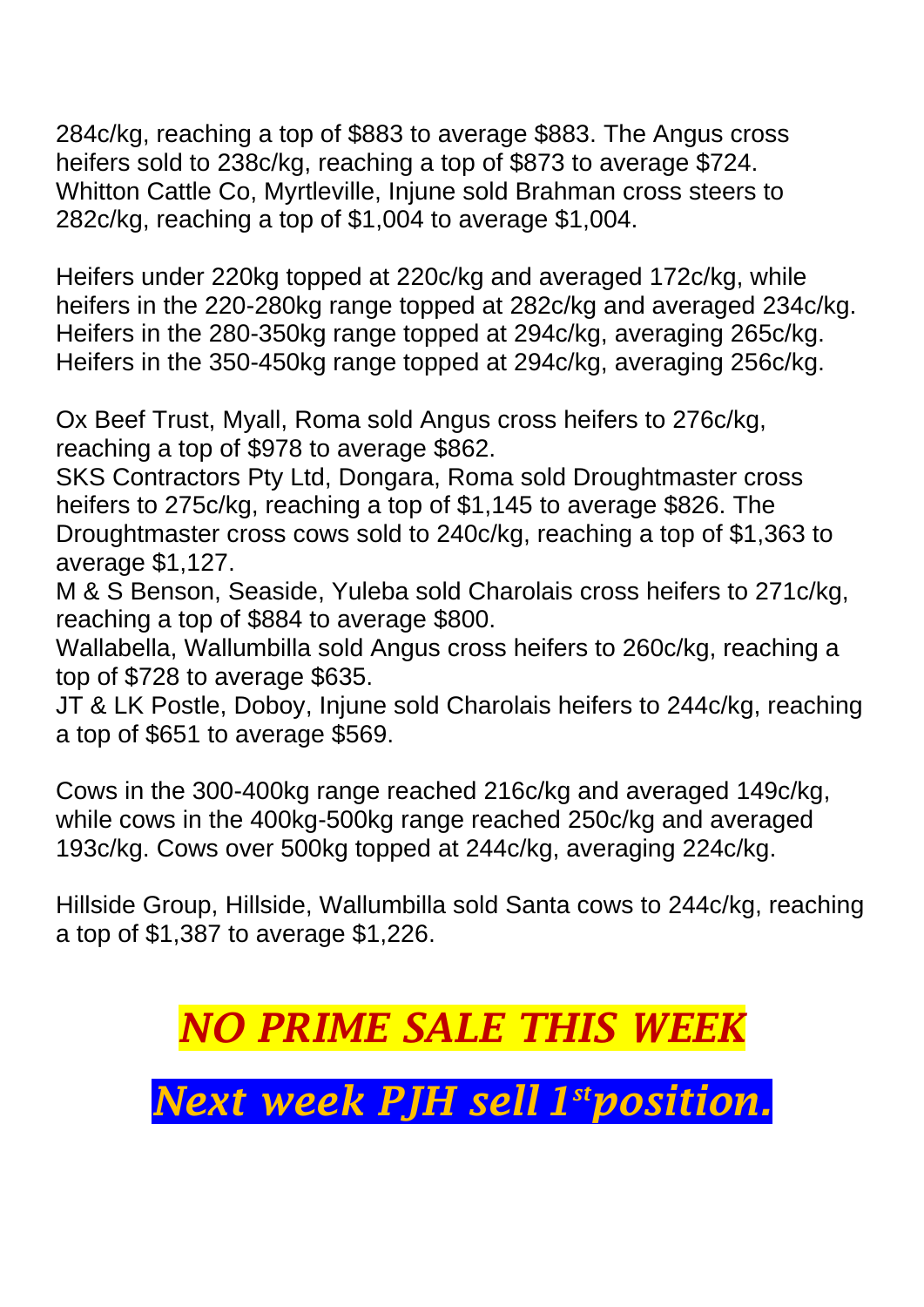284c/kg, reaching a top of $883 to average $883. The Angus cross heifers sold to 238c/kg, reaching a top of $873 to average $724.
Whitton Cattle Co, Myrtleville, Injune sold Brahman cross steers to 282c/kg, reaching a top of $1,004 to average $1,004.

Heifers under 220kg topped at 220c/kg and averaged 172c/kg, while heifers in the 220-280kg range topped at 282c/kg and averaged 234c/kg. Heifers in the 280-350kg range topped at 294c/kg, averaging 265c/kg. Heifers in the 350-450kg range topped at 294c/kg, averaging 256c/kg.

Ox Beef Trust, Myall, Roma sold Angus cross heifers to 276c/kg, reaching a top of $978 to average $862.
SKS Contractors Pty Ltd, Dongara, Roma sold Droughtmaster cross heifers to 275c/kg, reaching a top of $1,145 to average $826. The Droughtmaster cross cows sold to 240c/kg, reaching a top of $1,363 to average $1,127.
M & S Benson, Seaside, Yuleba sold Charolais cross heifers to 271c/kg, reaching a top of $884 to average $800.
Wallabella, Wallumbilla sold Angus cross heifers to 260c/kg, reaching a top of $728 to average $635.
JT & LK Postle, Doboy, Injune sold Charolais heifers to 244c/kg, reaching a top of $651 to average $569.

Cows in the 300-400kg range reached 216c/kg and averaged 149c/kg, while cows in the 400kg-500kg range reached 250c/kg and averaged 193c/kg. Cows over 500kg topped at 244c/kg, averaging 224c/kg.

Hillside Group, Hillside, Wallumbilla sold Santa cows to 244c/kg, reaching a top of $1,387 to average $1,226.

## *NO PRIME SALE THIS WEEK*

## *Next week PJH sell 1st position.*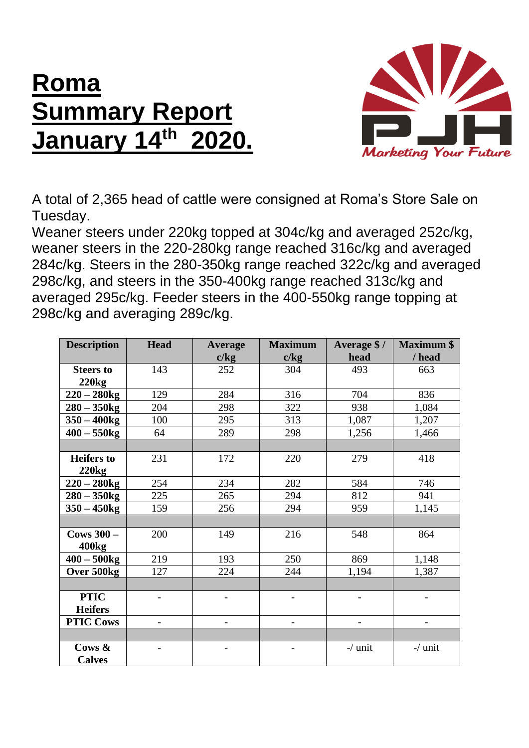# Roma Summary Report January 14th 2020.

Marketing Your Future

A total of 2,365 head of cattle were consigned at Roma's Store Sale on Tuesday.

Weaner steers under 220kg topped at 304c/kg and averaged 252c/kg, weaner steers in the 220-280kg range reached 316c/kg and averaged 284c/kg. Steers in the 280-350kg range reached 322c/kg and averaged 298c/kg, and steers in the 350-400kg range reached 313c/kg and averaged 295c/kg. Feeder steers in the 400-550kg range topping at 298c/kg and averaging 289c/kg.

| Description | Head | Average c/kg | Maximum c/kg | Average $ / head | Maximum $ / head |
|---|---|---|---|---|---|
| Steers to 220kg | 143 | 252 | 304 | 493 | 663 |
| 220 – 280kg | 129 | 284 | 316 | 704 | 836 |
| 280 – 350kg | 204 | 298 | 322 | 938 | 1,084 |
| 350 – 400kg | 100 | 295 | 313 | 1,087 | 1,207 |
| 400 – 550kg | 64 | 289 | 298 | 1,256 | 1,466 |
| | | | | | |
| Heifers to 220kg | 231 | 172 | 220 | 279 | 418 |
| 220 – 280kg | 254 | 234 | 282 | 584 | 746 |
| 280 – 350kg | 225 | 265 | 294 | 812 | 941 |
| 350 – 450kg | 159 | 256 | 294 | 959 | 1,145 |
| | | | | | |
| Cows 300 – 400kg | 200 | 149 | 216 | 548 | 864 |
| 400 – 500kg | 219 | 193 | 250 | 869 | 1,148 |
| Over 500kg | 127 | 224 | 244 | 1,194 | 1,387 |
| | | | | | |
| PTIC Heifers | - | - | - | - | - |
| PTIC Cows | - | - | - | - | - |
| | | | | | |
| Cows & Calves | - | - | - | -/ unit | -/ unit |